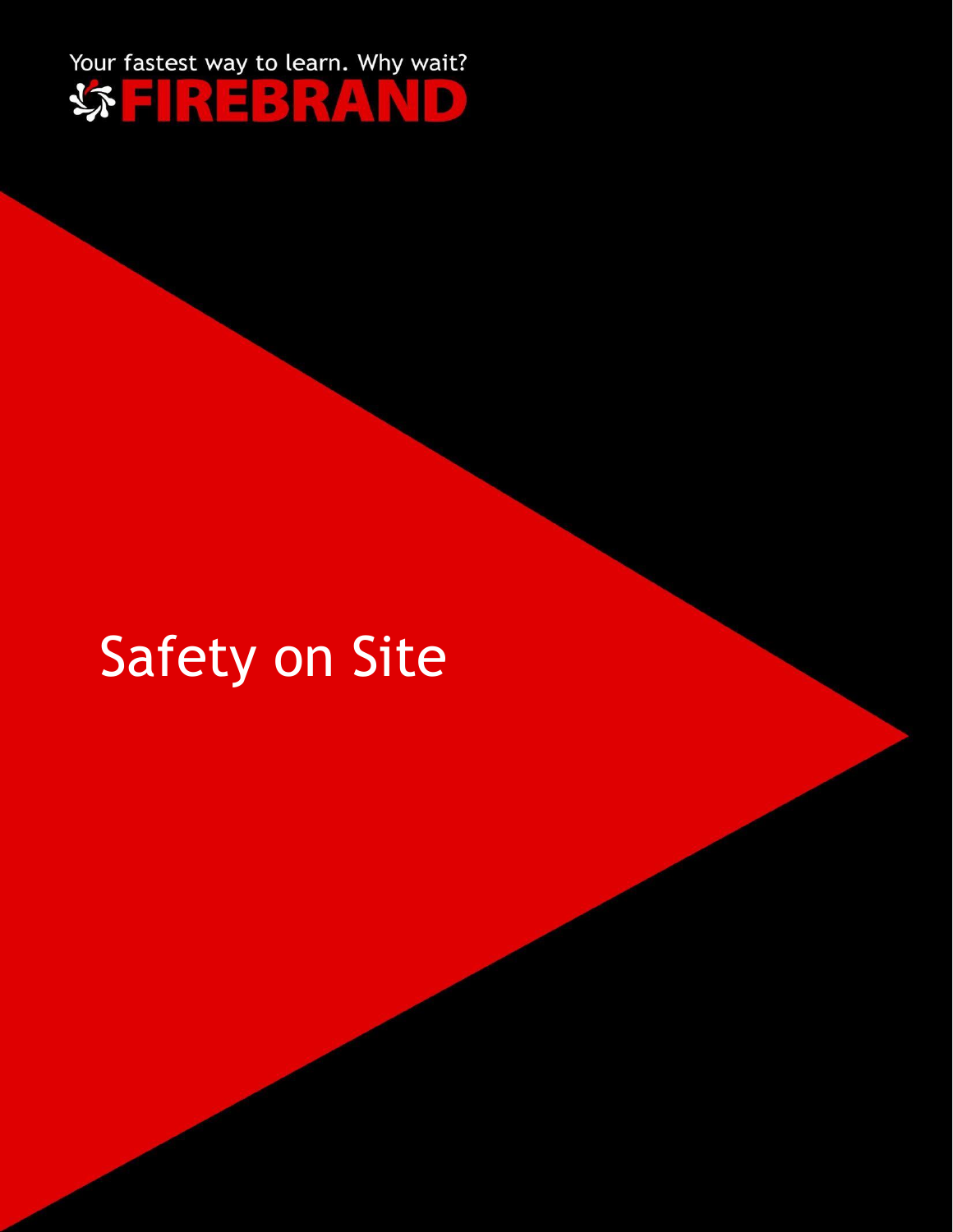Your fastest way to learn. Why wait?

FIREBRAND

# Safety on Site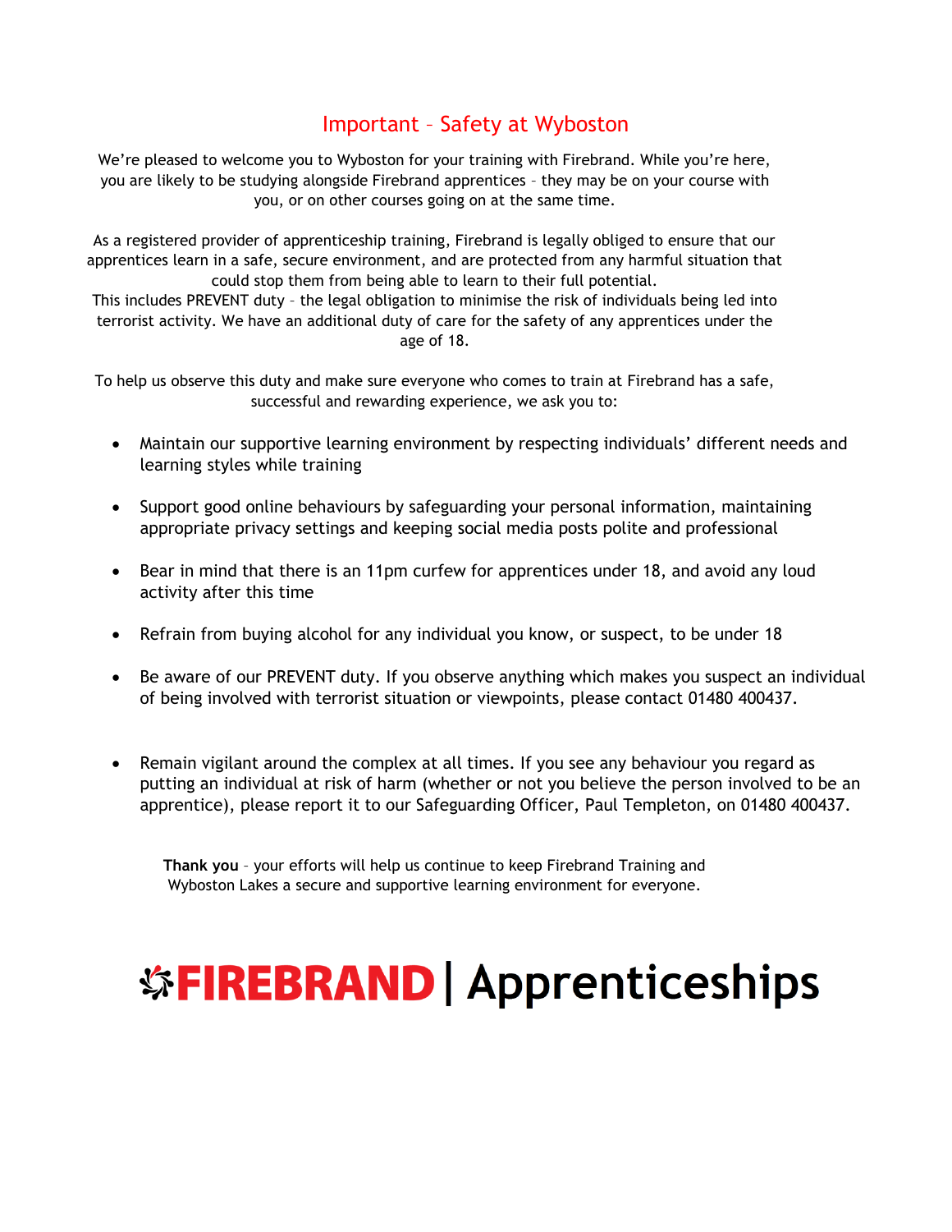# Important – Safety at Wyboston

We're pleased to welcome you to Wyboston for your training with Firebrand. While you're here, you are likely to be studying alongside Firebrand apprentices – they may be on your course with you, or on other courses going on at the same time.

As a registered provider of apprenticeship training, Firebrand is legally obliged to ensure that our apprentices learn in a safe, secure environment, and are protected from any harmful situation that could stop them from being able to learn to their full potential.
This includes PREVENT duty – the legal obligation to minimise the risk of individuals being led into terrorist activity. We have an additional duty of care for the safety of any apprentices under the age of 18.

To help us observe this duty and make sure everyone who comes to train at Firebrand has a safe, successful and rewarding experience, we ask you to:

- Maintain our supportive learning environment by respecting individuals' different needs and learning styles while training
- Support good online behaviours by safeguarding your personal information, maintaining appropriate privacy settings and keeping social media posts polite and professional
- Bear in mind that there is an 11pm curfew for apprentices under 18, and avoid any loud activity after this time
- Refrain from buying alcohol for any individual you know, or suspect, to be under 18
- Be aware of our PREVENT duty. If you observe anything which makes you suspect an individual of being involved with terrorist situation or viewpoints, please contact 01480 400437.
- Remain vigilant around the complex at all times. If you see any behaviour you regard as putting an individual at risk of harm (whether or not you believe the person involved to be an apprentice), please report it to our Safeguarding Officer, Paul Templeton, on 01480 400437.

**Thank you** – your efforts will help us continue to keep Firebrand Training and Wyboston Lakes a secure and supportive learning environment for everyone.

FIREBRAND | Apprenticeships